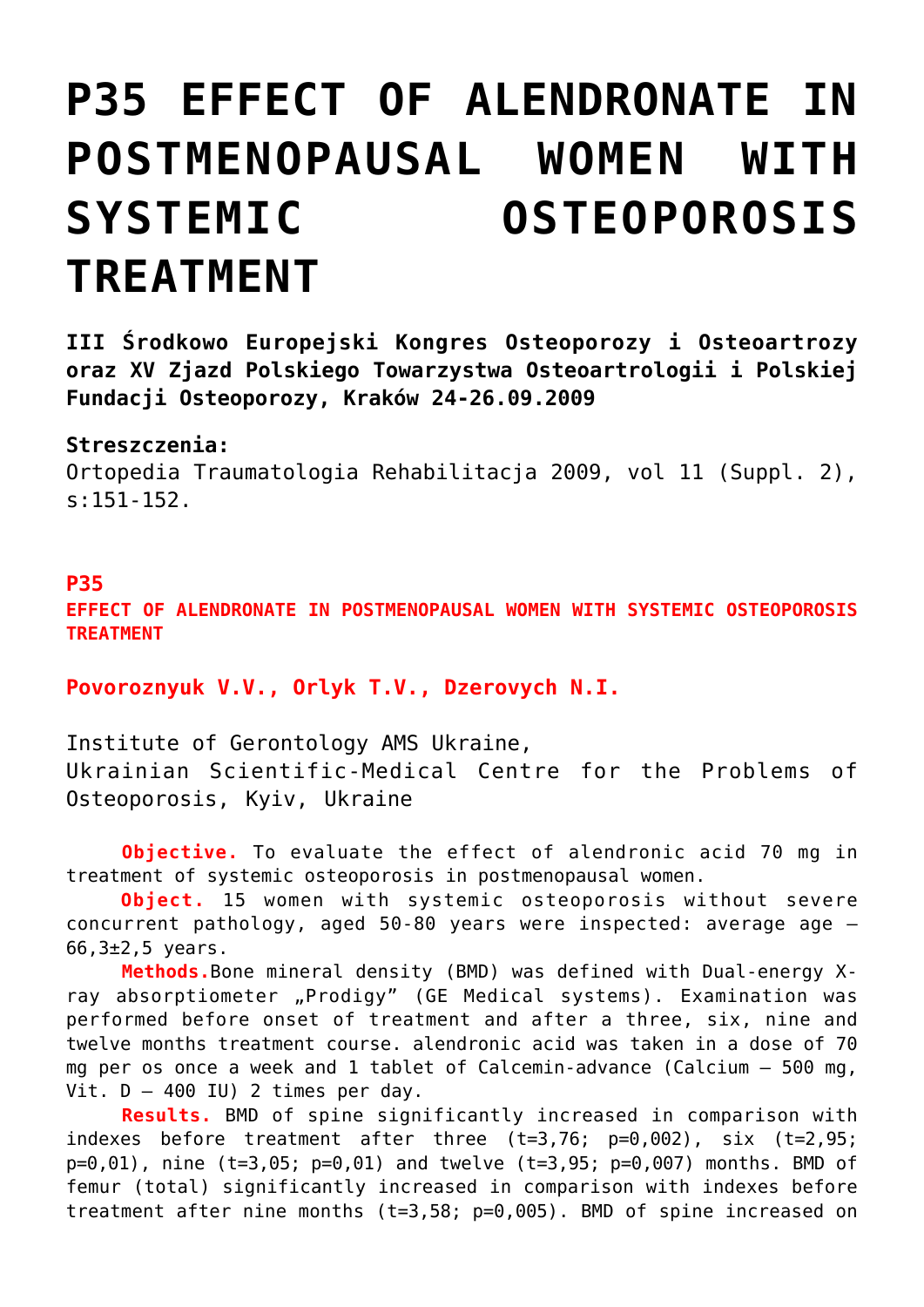# P35 EFFECT OF ALENDRONATE IN POSTMENOPAUSAL WOMEN WITH SYSTEMIC OSTEOPOROSIS TREATMENT

**III Środkowo Europejski Kongres Osteoporozy i Osteoartrozy oraz XV Zjazd Polskiego Towarzystwa Osteoartrologii i Polskiej Fundacji Osteoporozy, Kraków 24-26.09.2009**

**Streszczenia:**
Ortopedia Traumatologia Rehabilitacja 2009, vol 11 (Suppl. 2), s:151-152.

**P35**
**EFFECT OF ALENDRONATE IN POSTMENOPAUSAL WOMEN WITH SYSTEMIC OSTEOPOROSIS TREATMENT**

**Povoroznyuk V.V., Orlyk T.V., Dzerovych N.I.**

Institute of Gerontology AMS Ukraine,
Ukrainian Scientific-Medical Centre for the Problems of Osteoporosis, Kyiv, Ukraine

**Objective.** To evaluate the effect of alendronic acid 70 mg in treatment of systemic osteoporosis in postmenopausal women.

**Object.** 15 women with systemic osteoporosis without severe concurrent pathology, aged 50-80 years were inspected: average age – 66,3±2,5 years.

**Methods.**Bone mineral density (BMD) was defined with Dual-energy X-ray absorptiometer „Prodigy" (GE Medical systems). Examination was performed before onset of treatment and after a three, six, nine and twelve months treatment course. alendronic acid was taken in a dose of 70 mg per os once a week and 1 tablet of Calcemin-advance (Calcium – 500 mg, Vit. D – 400 IU) 2 times per day.

**Results.** BMD of spine significantly increased in comparison with indexes before treatment after three ($t=3,76$; $p=0,002$), six ($t=2,95$; $p=0,01$), nine ($t=3,05$; $p=0,01$) and twelve ($t=3,95$; $p=0,007$) months. BMD of femur (total) significantly increased in comparison with indexes before treatment after nine months ($t=3,58$; $p=0,005$). BMD of spine increased on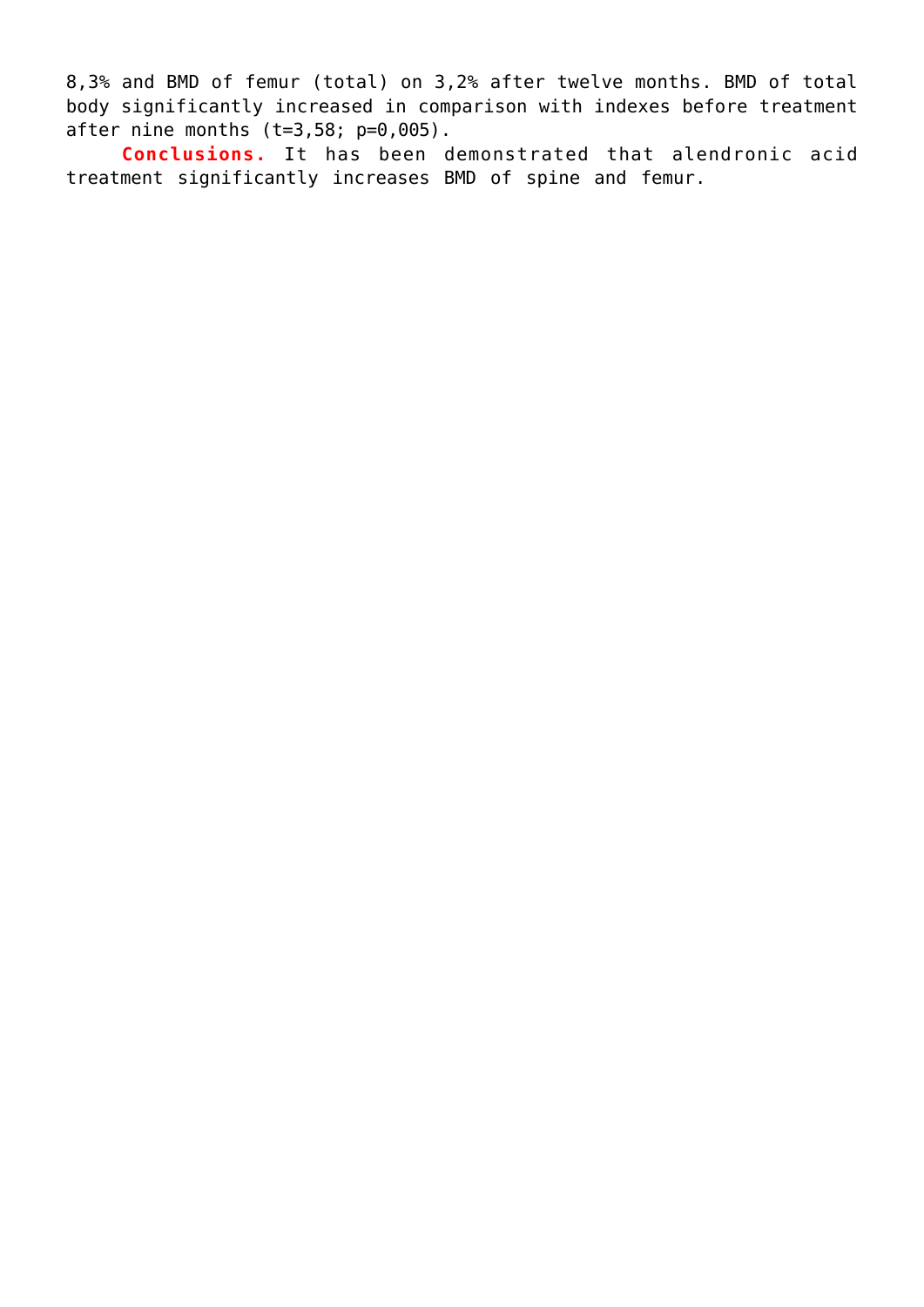8,3% and BMD of femur (total) on 3,2% after twelve months. BMD of total body significantly increased in comparison with indexes before treatment after nine months ($t=3,58$; $p=0,005$).

**Conclusions.** It has been demonstrated that alendronic acid treatment significantly increases BMD of spine and femur.